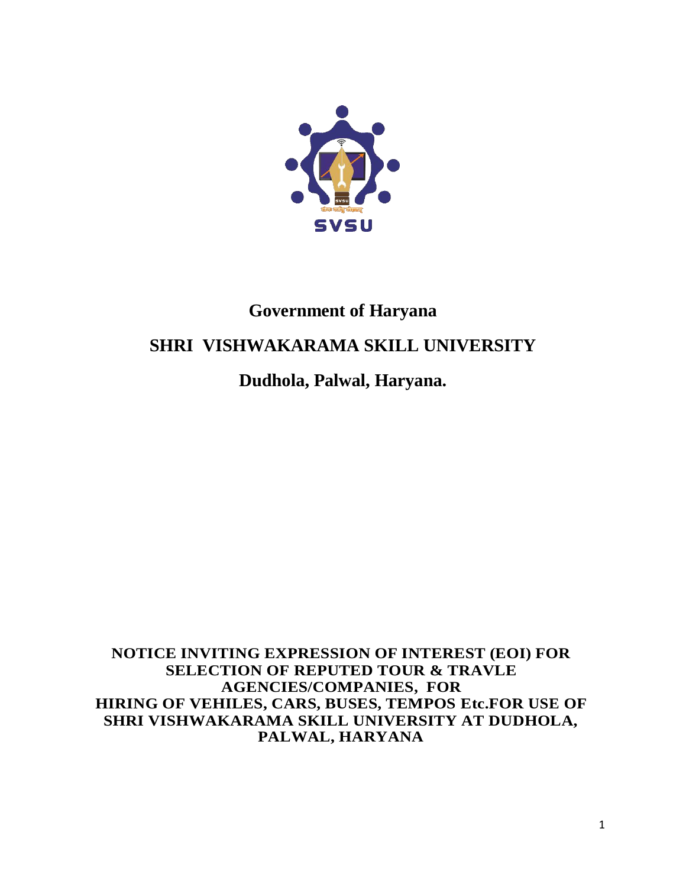SVSU

# Government of Haryana

# SHRI VISHWAKARAMA SKILL UNIVERSITY

# Dudhola, Palwal, Haryana.

**NOTICE INVITING EXPRESSION OF INTEREST (EOI) FOR SELECTION OF REPUTED TOUR & TRAVLE AGENCIES/COMPANIES, FOR HIRING OF VEHILES, CARS, BUSES, TEMPOS Etc.FOR USE OF SHRI VISHWAKARAMA SKILL UNIVERSITY AT DUDHOLA, PALWAL, HARYANA**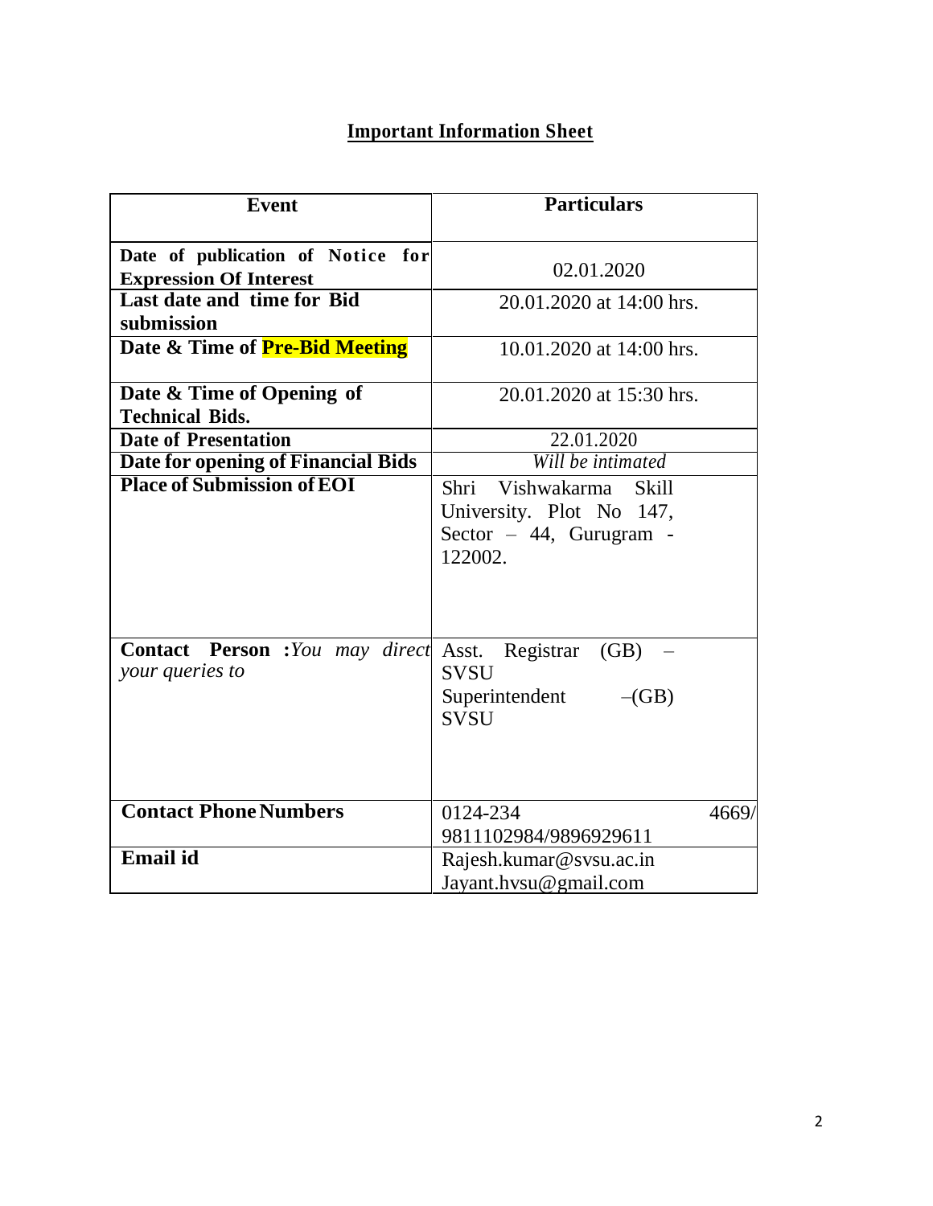## Important Information Sheet

| Event | Particulars |
|---|---|
| **Date of publication of Notice for Expression Of Interest** | 02.01.2020 |
| **Last date and time for Bid submission** | 20.01.2020 at 14:00 hrs. |
| **Date & Time of Pre-Bid Meeting** | 10.01.2020 at 14:00 hrs. |
| **Date & Time of Opening of Technical Bids.** | 20.01.2020 at 15:30 hrs. |
| **Date of Presentation** | 22.01.2020 |
| **Date for opening of Financial Bids** | *Will be intimated* |
| **Place of Submission of EOI** | Shri Vishwakarma Skill University. Plot No 147, Sector – 44, Gurugram - 122002. |
| **Contact Person :** *You may direct your queries to* | Asst. Registrar (GB) – SVSU<br>Superintendent –(GB) SVSU |
| **Contact Phone Numbers** | 0124-234 4669/ 9811102984/9896929611 |
| **Email id** | Rajesh.kumar@svsu.ac.in<br>Jayant.hvsu@gmail.com |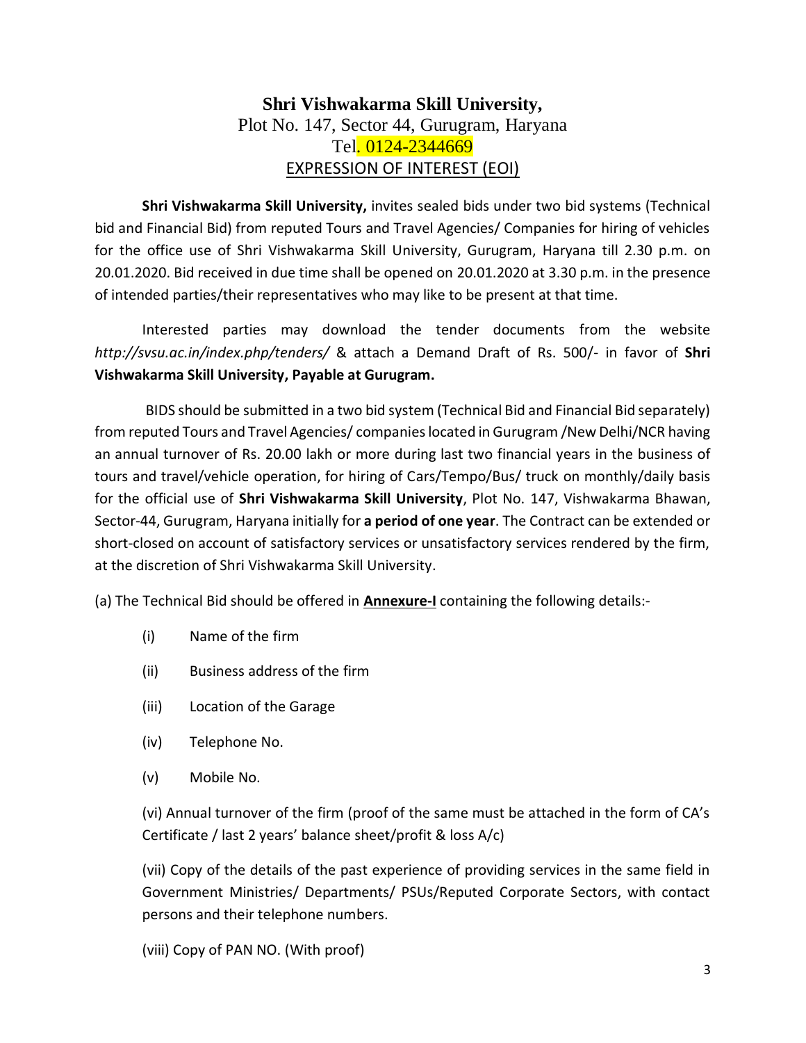# Shri Vishwakarma Skill University,

Plot No. 147, Sector 44, Gurugram, Haryana

Tel. 0124-2344669

EXPRESSION OF INTEREST (EOI)

**Shri Vishwakarma Skill University,** invites sealed bids under two bid systems (Technical bid and Financial Bid) from reputed Tours and Travel Agencies/ Companies for hiring of vehicles for the office use of Shri Vishwakarma Skill University, Gurugram, Haryana till 2.30 p.m. on 20.01.2020. Bid received in due time shall be opened on 20.01.2020 at 3.30 p.m. in the presence of intended parties/their representatives who may like to be present at that time.

Interested parties may download the tender documents from the website *http://svsu.ac.in/index.php/tenders/* & attach a Demand Draft of Rs. 500/- in favor of **Shri Vishwakarma Skill University, Payable at Gurugram.**

BIDS should be submitted in a two bid system (Technical Bid and Financial Bid separately) from reputed Tours and Travel Agencies/ companies located in Gurugram /New Delhi/NCR having an annual turnover of Rs. 20.00 lakh or more during last two financial years in the business of tours and travel/vehicle operation, for hiring of Cars/Tempo/Bus/ truck on monthly/daily basis for the official use of **Shri Vishwakarma Skill University**, Plot No. 147, Vishwakarma Bhawan, Sector-44, Gurugram, Haryana initially for **a period of one year**. The Contract can be extended or short-closed on account of satisfactory services or unsatisfactory services rendered by the firm, at the discretion of Shri Vishwakarma Skill University.

(a) The Technical Bid should be offered in **Annexure-I** containing the following details:-

(i) Name of the firm

(ii) Business address of the firm

(iii) Location of the Garage

(iv) Telephone No.

(v) Mobile No.

(vi) Annual turnover of the firm (proof of the same must be attached in the form of CA's Certificate / last 2 years' balance sheet/profit & loss A/c)

(vii) Copy of the details of the past experience of providing services in the same field in Government Ministries/ Departments/ PSUs/Reputed Corporate Sectors, with contact persons and their telephone numbers.

(viii) Copy of PAN NO. (With proof)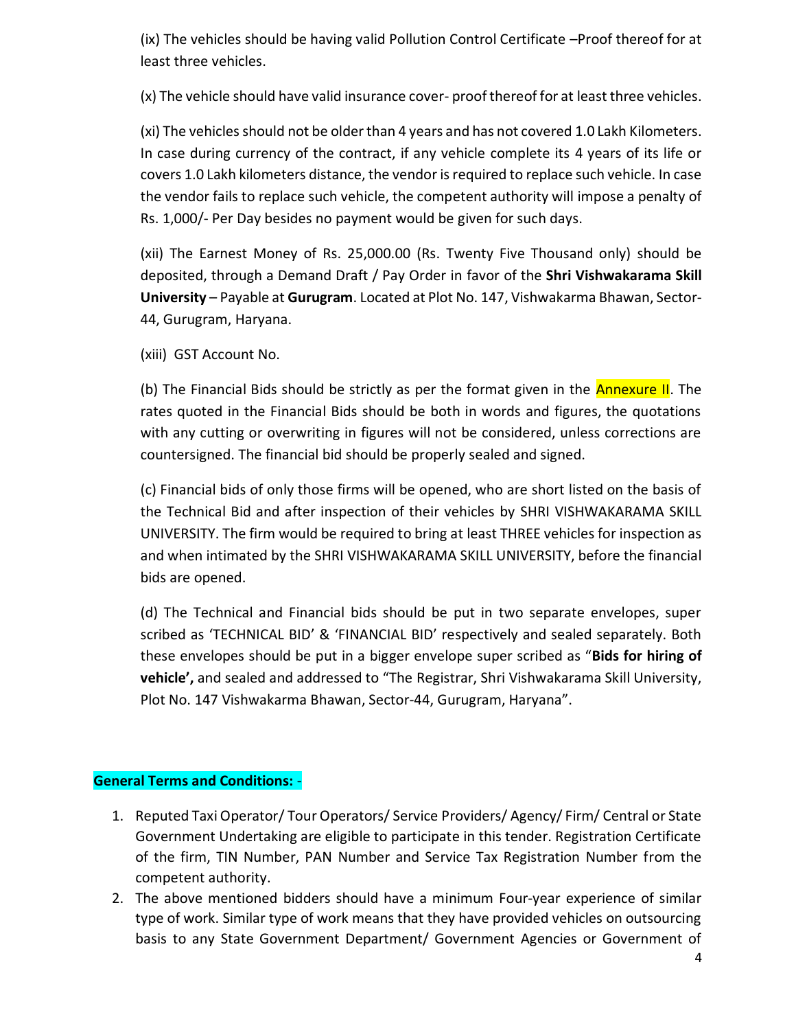(ix) The vehicles should be having valid Pollution Control Certificate –Proof thereof for at least three vehicles.

(x) The vehicle should have valid insurance cover- proof thereof for at least three vehicles.

(xi) The vehicles should not be older than 4 years and has not covered 1.0 Lakh Kilometers. In case during currency of the contract, if any vehicle complete its 4 years of its life or covers 1.0 Lakh kilometers distance, the vendor is required to replace such vehicle. In case the vendor fails to replace such vehicle, the competent authority will impose a penalty of Rs. 1,000/- Per Day besides no payment would be given for such days.

(xii) The Earnest Money of Rs. 25,000.00 (Rs. Twenty Five Thousand only) should be deposited, through a Demand Draft / Pay Order in favor of the **Shri Vishwakarama Skill University** – Payable at **Gurugram**. Located at Plot No. 147, Vishwakarma Bhawan, Sector-44, Gurugram, Haryana.

(xiii) GST Account No.

(b) The Financial Bids should be strictly as per the format given in the Annexure II. The rates quoted in the Financial Bids should be both in words and figures, the quotations with any cutting or overwriting in figures will not be considered, unless corrections are countersigned. The financial bid should be properly sealed and signed.

(c) Financial bids of only those firms will be opened, who are short listed on the basis of the Technical Bid and after inspection of their vehicles by SHRI VISHWAKARAMA SKILL UNIVERSITY. The firm would be required to bring at least THREE vehicles for inspection as and when intimated by the SHRI VISHWAKARAMA SKILL UNIVERSITY, before the financial bids are opened.

(d) The Technical and Financial bids should be put in two separate envelopes, super scribed as 'TECHNICAL BID' & 'FINANCIAL BID' respectively and sealed separately. Both these envelopes should be put in a bigger envelope super scribed as "**Bids for hiring of vehicle',** and sealed and addressed to "The Registrar, Shri Vishwakarama Skill University, Plot No. 147 Vishwakarma Bhawan, Sector-44, Gurugram, Haryana".

**General Terms and Conditions:** -

1. Reputed Taxi Operator/ Tour Operators/ Service Providers/ Agency/ Firm/ Central or State Government Undertaking are eligible to participate in this tender. Registration Certificate of the firm, TIN Number, PAN Number and Service Tax Registration Number from the competent authority.
2. The above mentioned bidders should have a minimum Four-year experience of similar type of work. Similar type of work means that they have provided vehicles on outsourcing basis to any State Government Department/ Government Agencies or Government of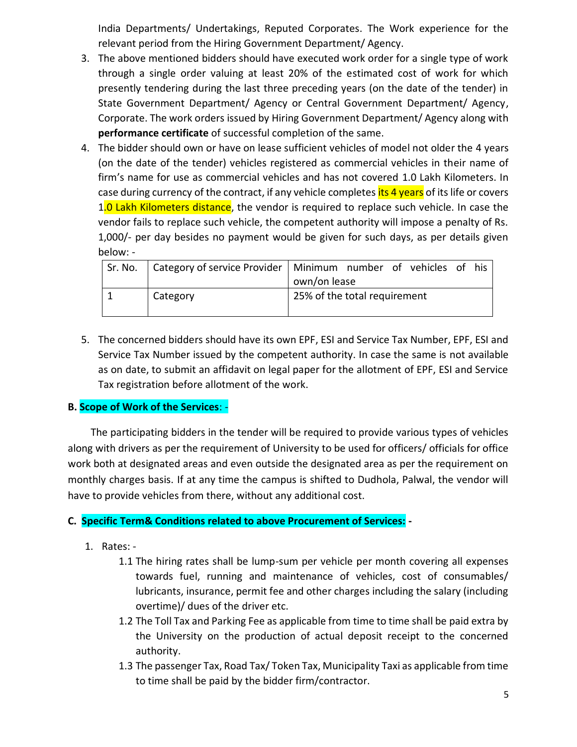India Departments/ Undertakings, Reputed Corporates. The Work experience for the relevant period from the Hiring Government Department/ Agency.

3. The above mentioned bidders should have executed work order for a single type of work through a single order valuing at least 20% of the estimated cost of work for which presently tendering during the last three preceding years (on the date of the tender) in State Government Department/ Agency or Central Government Department/ Agency, Corporate. The work orders issued by Hiring Government Department/ Agency along with **performance certificate** of successful completion of the same.
4. The bidder should own or have on lease sufficient vehicles of model not older the 4 years (on the date of the tender) vehicles registered as commercial vehicles in their name of firm's name for use as commercial vehicles and has not covered 1.0 Lakh Kilometers. In case during currency of the contract, if any vehicle completes its 4 years of its life or covers 1.0 Lakh Kilometers distance, the vendor is required to replace such vehicle. In case the vendor fails to replace such vehicle, the competent authority will impose a penalty of Rs. 1,000/- per day besides no payment would be given for such days, as per details given below: -

| Sr. No. | Category of service Provider | Minimum number of vehicles of his own/on lease |
|---|---|---|
| 1 | Category | 25% of the total requirement |

5. The concerned bidders should have its own EPF, ESI and Service Tax Number, EPF, ESI and Service Tax Number issued by the competent authority. In case the same is not available as on date, to submit an affidavit on legal paper for the allotment of EPF, ESI and Service Tax registration before allotment of the work.

**B. Scope of Work of the Services: -**

The participating bidders in the tender will be required to provide various types of vehicles along with drivers as per the requirement of University to be used for officers/ officials for office work both at designated areas and even outside the designated area as per the requirement on monthly charges basis. If at any time the campus is shifted to Dudhola, Palwal, the vendor will have to provide vehicles from there, without any additional cost.

**C. Specific Term& Conditions related to above Procurement of Services: -**

1. Rates: -
   - 1.1 The hiring rates shall be lump-sum per vehicle per month covering all expenses towards fuel, running and maintenance of vehicles, cost of consumables/ lubricants, insurance, permit fee and other charges including the salary (including overtime)/ dues of the driver etc.
   - 1.2 The Toll Tax and Parking Fee as applicable from time to time shall be paid extra by the University on the production of actual deposit receipt to the concerned authority.
   - 1.3 The passenger Tax, Road Tax/ Token Tax, Municipality Taxi as applicable from time to time shall be paid by the bidder firm/contractor.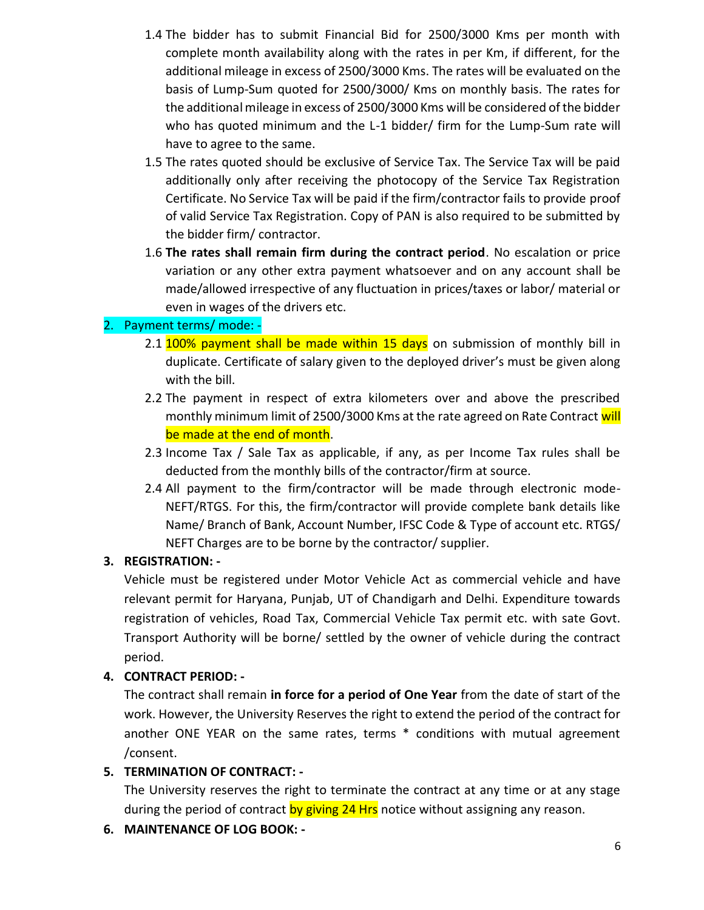1.4 The bidder has to submit Financial Bid for 2500/3000 Kms per month with complete month availability along with the rates in per Km, if different, for the additional mileage in excess of 2500/3000 Kms. The rates will be evaluated on the basis of Lump-Sum quoted for 2500/3000/ Kms on monthly basis. The rates for the additional mileage in excess of 2500/3000 Kms will be considered of the bidder who has quoted minimum and the L-1 bidder/ firm for the Lump-Sum rate will have to agree to the same.

1.5 The rates quoted should be exclusive of Service Tax. The Service Tax will be paid additionally only after receiving the photocopy of the Service Tax Registration Certificate. No Service Tax will be paid if the firm/contractor fails to provide proof of valid Service Tax Registration. Copy of PAN is also required to be submitted by the bidder firm/ contractor.

1.6 **The rates shall remain firm during the contract period**. No escalation or price variation or any other extra payment whatsoever and on any account shall be made/allowed irrespective of any fluctuation in prices/taxes or labor/ material or even in wages of the drivers etc.

2. Payment terms/ mode: -

2.1 100% payment shall be made within 15 days on submission of monthly bill in duplicate. Certificate of salary given to the deployed driver's must be given along with the bill.

2.2 The payment in respect of extra kilometers over and above the prescribed monthly minimum limit of 2500/3000 Kms at the rate agreed on Rate Contract will be made at the end of month.

2.3 Income Tax / Sale Tax as applicable, if any, as per Income Tax rules shall be deducted from the monthly bills of the contractor/firm at source.

2.4 All payment to the firm/contractor will be made through electronic mode-NEFT/RTGS. For this, the firm/contractor will provide complete bank details like Name/ Branch of Bank, Account Number, IFSC Code & Type of account etc. RTGS/ NEFT Charges are to be borne by the contractor/ supplier.

**3. REGISTRATION: -**

Vehicle must be registered under Motor Vehicle Act as commercial vehicle and have relevant permit for Haryana, Punjab, UT of Chandigarh and Delhi. Expenditure towards registration of vehicles, Road Tax, Commercial Vehicle Tax permit etc. with sate Govt. Transport Authority will be borne/ settled by the owner of vehicle during the contract period.

**4. CONTRACT PERIOD: -**

The contract shall remain **in force for a period of One Year** from the date of start of the work. However, the University Reserves the right to extend the period of the contract for another ONE YEAR on the same rates, terms * conditions with mutual agreement /consent.

**5. TERMINATION OF CONTRACT: -**

The University reserves the right to terminate the contract at any time or at any stage during the period of contract by giving 24 Hrs notice without assigning any reason.

**6. MAINTENANCE OF LOG BOOK: -**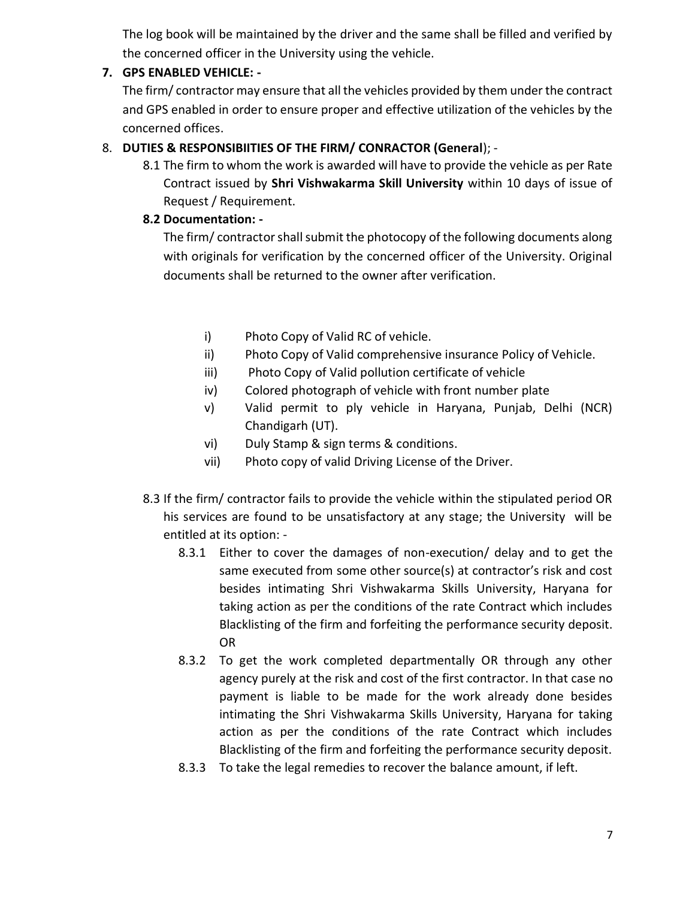The log book will be maintained by the driver and the same shall be filled and verified by the concerned officer in the University using the vehicle.

**7. GPS ENABLED VEHICLE: -**

The firm/ contractor may ensure that all the vehicles provided by them under the contract and GPS enabled in order to ensure proper and effective utilization of the vehicles by the concerned offices.

8. **DUTIES & RESPONSIBIITIES OF THE FIRM/ CONRACTOR (General**); -

8.1 The firm to whom the work is awarded will have to provide the vehicle as per Rate Contract issued by **Shri Vishwakarma Skill University** within 10 days of issue of Request / Requirement.

**8.2 Documentation: -**

The firm/ contractor shall submit the photocopy of the following documents along with originals for verification by the concerned officer of the University. Original documents shall be returned to the owner after verification.

i) Photo Copy of Valid RC of vehicle.

ii) Photo Copy of Valid comprehensive insurance Policy of Vehicle.

iii) Photo Copy of Valid pollution certificate of vehicle

iv) Colored photograph of vehicle with front number plate

v) Valid permit to ply vehicle in Haryana, Punjab, Delhi (NCR) Chandigarh (UT).

vi) Duly Stamp & sign terms & conditions.

vii) Photo copy of valid Driving License of the Driver.

8.3 If the firm/ contractor fails to provide the vehicle within the stipulated period OR his services are found to be unsatisfactory at any stage; the University will be entitled at its option: -

8.3.1 Either to cover the damages of non-execution/ delay and to get the same executed from some other source(s) at contractor's risk and cost besides intimating Shri Vishwakarma Skills University, Haryana for taking action as per the conditions of the rate Contract which includes Blacklisting of the firm and forfeiting the performance security deposit. OR

8.3.2 To get the work completed departmentally OR through any other agency purely at the risk and cost of the first contractor. In that case no payment is liable to be made for the work already done besides intimating the Shri Vishwakarma Skills University, Haryana for taking action as per the conditions of the rate Contract which includes Blacklisting of the firm and forfeiting the performance security deposit.

8.3.3 To take the legal remedies to recover the balance amount, if left.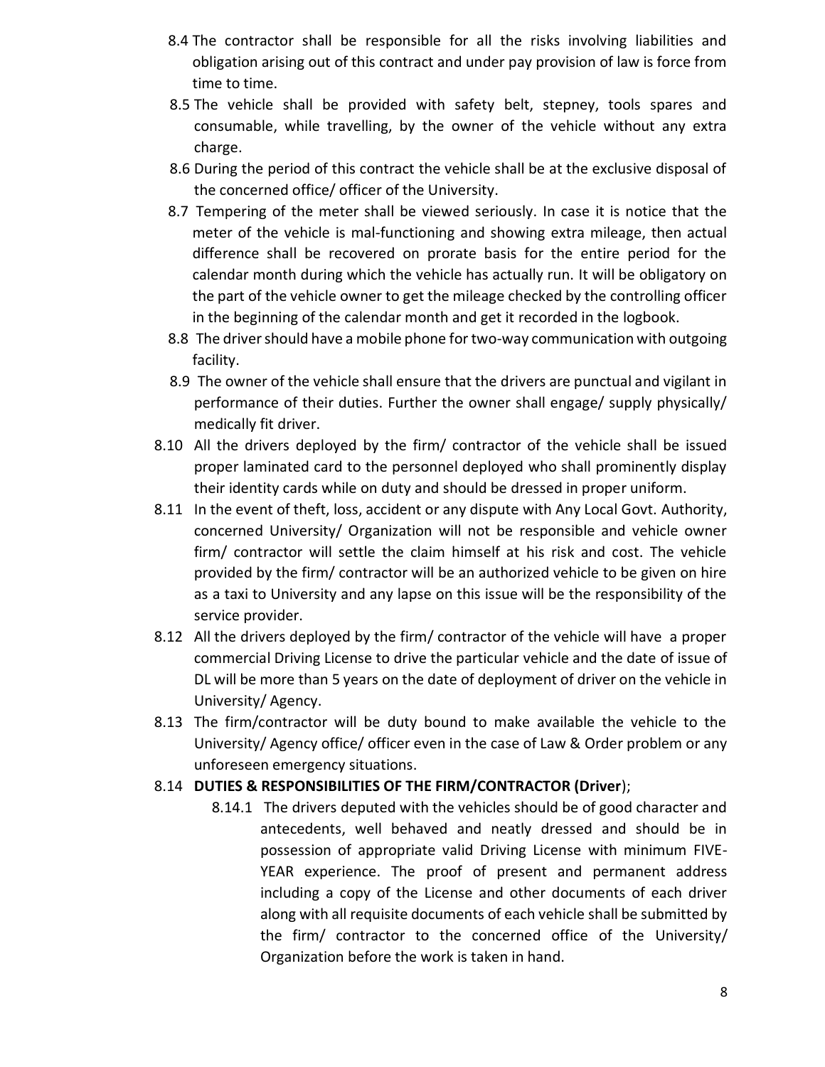8.4 The contractor shall be responsible for all the risks involving liabilities and obligation arising out of this contract and under pay provision of law is force from time to time.

8.5 The vehicle shall be provided with safety belt, stepney, tools spares and consumable, while travelling, by the owner of the vehicle without any extra charge.

8.6 During the period of this contract the vehicle shall be at the exclusive disposal of the concerned office/ officer of the University.

8.7 Tempering of the meter shall be viewed seriously. In case it is notice that the meter of the vehicle is mal-functioning and showing extra mileage, then actual difference shall be recovered on prorate basis for the entire period for the calendar month during which the vehicle has actually run. It will be obligatory on the part of the vehicle owner to get the mileage checked by the controlling officer in the beginning of the calendar month and get it recorded in the logbook.

8.8 The driver should have a mobile phone for two-way communication with outgoing facility.

8.9 The owner of the vehicle shall ensure that the drivers are punctual and vigilant in performance of their duties. Further the owner shall engage/ supply physically/ medically fit driver.

8.10 All the drivers deployed by the firm/ contractor of the vehicle shall be issued proper laminated card to the personnel deployed who shall prominently display their identity cards while on duty and should be dressed in proper uniform.

8.11 In the event of theft, loss, accident or any dispute with Any Local Govt. Authority, concerned University/ Organization will not be responsible and vehicle owner firm/ contractor will settle the claim himself at his risk and cost. The vehicle provided by the firm/ contractor will be an authorized vehicle to be given on hire as a taxi to University and any lapse on this issue will be the responsibility of the service provider.

8.12 All the drivers deployed by the firm/ contractor of the vehicle will have a proper commercial Driving License to drive the particular vehicle and the date of issue of DL will be more than 5 years on the date of deployment of driver on the vehicle in University/ Agency.

8.13 The firm/contractor will be duty bound to make available the vehicle to the University/ Agency office/ officer even in the case of Law & Order problem or any unforeseen emergency situations.

8.14 **DUTIES & RESPONSIBILITIES OF THE FIRM/CONTRACTOR (Driver**);

8.14.1 The drivers deputed with the vehicles should be of good character and antecedents, well behaved and neatly dressed and should be in possession of appropriate valid Driving License with minimum FIVE-YEAR experience. The proof of present and permanent address including a copy of the License and other documents of each driver along with all requisite documents of each vehicle shall be submitted by the firm/ contractor to the concerned office of the University/ Organization before the work is taken in hand.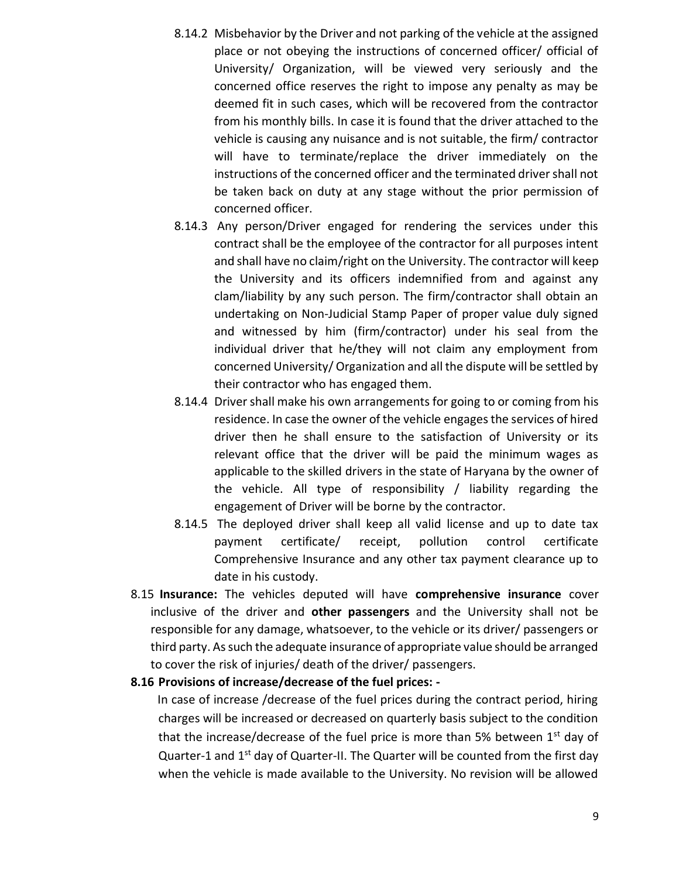8.14.2 Misbehavior by the Driver and not parking of the vehicle at the assigned place or not obeying the instructions of concerned officer/ official of University/ Organization, will be viewed very seriously and the concerned office reserves the right to impose any penalty as may be deemed fit in such cases, which will be recovered from the contractor from his monthly bills. In case it is found that the driver attached to the vehicle is causing any nuisance and is not suitable, the firm/ contractor will have to terminate/replace the driver immediately on the instructions of the concerned officer and the terminated driver shall not be taken back on duty at any stage without the prior permission of concerned officer.

8.14.3 Any person/Driver engaged for rendering the services under this contract shall be the employee of the contractor for all purposes intent and shall have no claim/right on the University. The contractor will keep the University and its officers indemnified from and against any clam/liability by any such person. The firm/contractor shall obtain an undertaking on Non-Judicial Stamp Paper of proper value duly signed and witnessed by him (firm/contractor) under his seal from the individual driver that he/they will not claim any employment from concerned University/ Organization and all the dispute will be settled by their contractor who has engaged them.

8.14.4 Driver shall make his own arrangements for going to or coming from his residence. In case the owner of the vehicle engages the services of hired driver then he shall ensure to the satisfaction of University or its relevant office that the driver will be paid the minimum wages as applicable to the skilled drivers in the state of Haryana by the owner of the vehicle. All type of responsibility / liability regarding the engagement of Driver will be borne by the contractor.

8.14.5 The deployed driver shall keep all valid license and up to date tax payment certificate/ receipt, pollution control certificate Comprehensive Insurance and any other tax payment clearance up to date in his custody.

8.15 **Insurance:** The vehicles deputed will have **comprehensive insurance** cover inclusive of the driver and **other passengers** and the University shall not be responsible for any damage, whatsoever, to the vehicle or its driver/ passengers or third party. As such the adequate insurance of appropriate value should be arranged to cover the risk of injuries/ death of the driver/ passengers.

**8.16 Provisions of increase/decrease of the fuel prices: -**

In case of increase /decrease of the fuel prices during the contract period, hiring charges will be increased or decreased on quarterly basis subject to the condition that the increase/decrease of the fuel price is more than 5% between 1st day of Quarter-1 and 1st day of Quarter-II. The Quarter will be counted from the first day when the vehicle is made available to the University. No revision will be allowed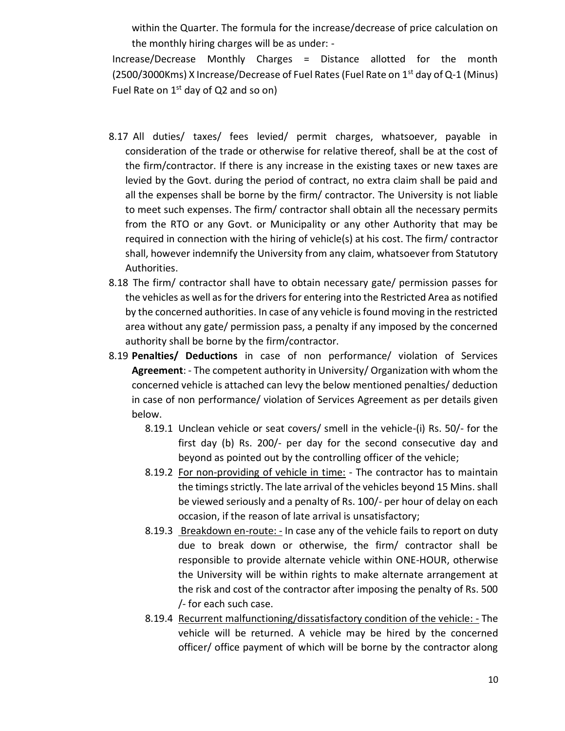within the Quarter. The formula for the increase/decrease of price calculation on the monthly hiring charges will be as under: -

Increase/Decrease Monthly Charges = Distance allotted for the month (2500/3000Kms) X Increase/Decrease of Fuel Rates (Fuel Rate on 1st day of Q-1 (Minus) Fuel Rate on 1st day of Q2 and so on)

8.17 All duties/ taxes/ fees levied/ permit charges, whatsoever, payable in consideration of the trade or otherwise for relative thereof, shall be at the cost of the firm/contractor. If there is any increase in the existing taxes or new taxes are levied by the Govt. during the period of contract, no extra claim shall be paid and all the expenses shall be borne by the firm/ contractor. The University is not liable to meet such expenses. The firm/ contractor shall obtain all the necessary permits from the RTO or any Govt. or Municipality or any other Authority that may be required in connection with the hiring of vehicle(s) at his cost. The firm/ contractor shall, however indemnify the University from any claim, whatsoever from Statutory Authorities.

8.18 The firm/ contractor shall have to obtain necessary gate/ permission passes for the vehicles as well as for the drivers for entering into the Restricted Area as notified by the concerned authorities. In case of any vehicle is found moving in the restricted area without any gate/ permission pass, a penalty if any imposed by the concerned authority shall be borne by the firm/contractor.

8.19 **Penalties/ Deductions** in case of non performance/ violation of Services **Agreement**: - The competent authority in University/ Organization with whom the concerned vehicle is attached can levy the below mentioned penalties/ deduction in case of non performance/ violation of Services Agreement as per details given below.

8.19.1 Unclean vehicle or seat covers/ smell in the vehicle-(i) Rs. 50/- for the first day (b) Rs. 200/- per day for the second consecutive day and beyond as pointed out by the controlling officer of the vehicle;

8.19.2 <u>For non-providing of vehicle in time:</u> - The contractor has to maintain the timings strictly. The late arrival of the vehicles beyond 15 Mins. shall be viewed seriously and a penalty of Rs. 100/- per hour of delay on each occasion, if the reason of late arrival is unsatisfactory;

8.19.3 <u>Breakdown en-route: -</u> In case any of the vehicle fails to report on duty due to break down or otherwise, the firm/ contractor shall be responsible to provide alternate vehicle within ONE-HOUR, otherwise the University will be within rights to make alternate arrangement at the risk and cost of the contractor after imposing the penalty of Rs. 500 /- for each such case.

8.19.4 <u>Recurrent malfunctioning/dissatisfactory condition of the vehicle: -</u> The vehicle will be returned. A vehicle may be hired by the concerned officer/ office payment of which will be borne by the contractor along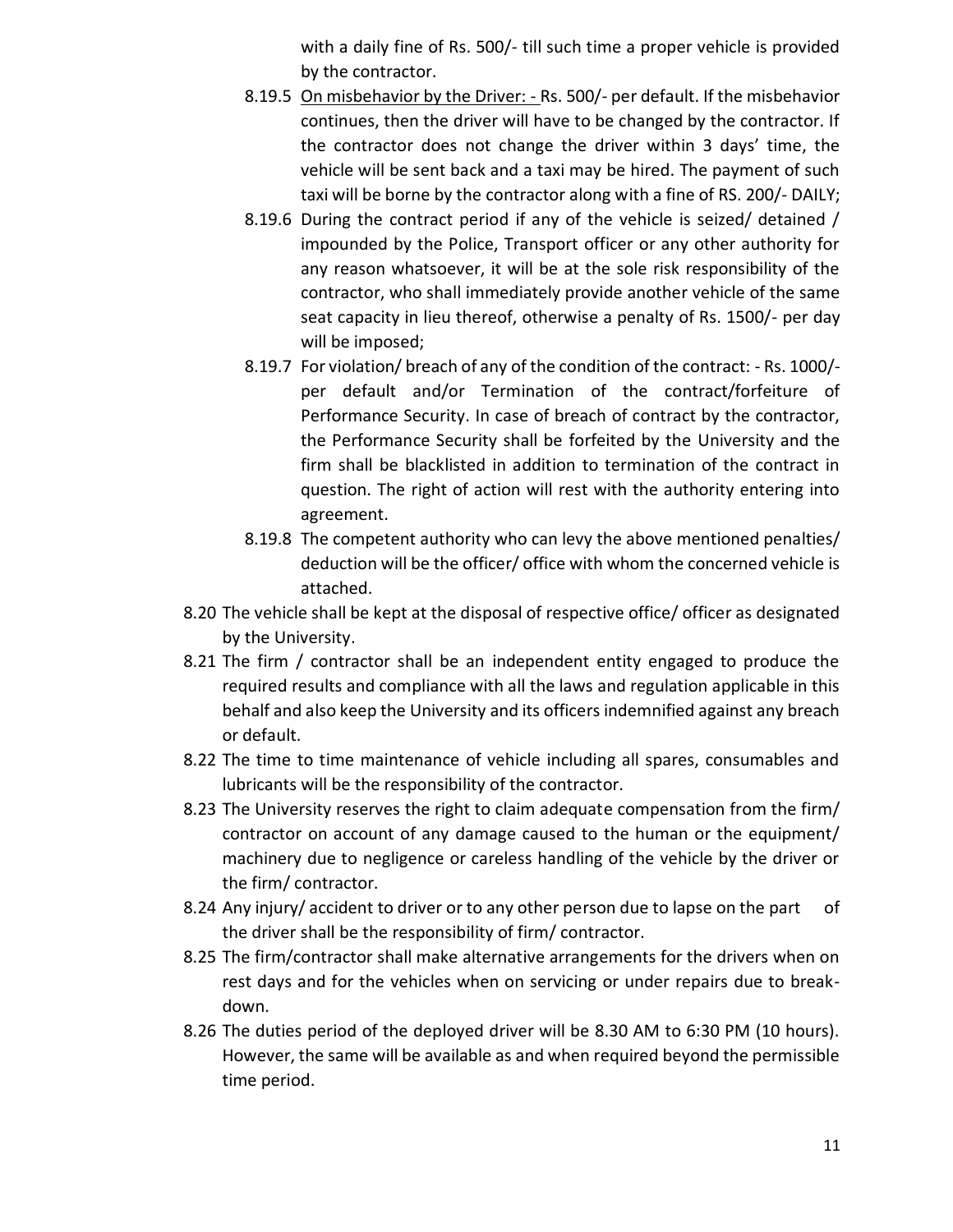with a daily fine of Rs. 500/- till such time a proper vehicle is provided by the contractor.

- 8.19.5 <u>On misbehavior by the Driver: -</u> Rs. 500/- per default. If the misbehavior continues, then the driver will have to be changed by the contractor. If the contractor does not change the driver within 3 days' time, the vehicle will be sent back and a taxi may be hired. The payment of such taxi will be borne by the contractor along with a fine of RS. 200/- DAILY;
- 8.19.6 During the contract period if any of the vehicle is seized/ detained / impounded by the Police, Transport officer or any other authority for any reason whatsoever, it will be at the sole risk responsibility of the contractor, who shall immediately provide another vehicle of the same seat capacity in lieu thereof, otherwise a penalty of Rs. 1500/- per day will be imposed;
- 8.19.7 For violation/ breach of any of the condition of the contract: - Rs. 1000/- per default and/or Termination of the contract/forfeiture of Performance Security. In case of breach of contract by the contractor, the Performance Security shall be forfeited by the University and the firm shall be blacklisted in addition to termination of the contract in question. The right of action will rest with the authority entering into agreement.
- 8.19.8 The competent authority who can levy the above mentioned penalties/ deduction will be the officer/ office with whom the concerned vehicle is attached.

8.20 The vehicle shall be kept at the disposal of respective office/ officer as designated by the University.

8.21 The firm / contractor shall be an independent entity engaged to produce the required results and compliance with all the laws and regulation applicable in this behalf and also keep the University and its officers indemnified against any breach or default.

8.22 The time to time maintenance of vehicle including all spares, consumables and lubricants will be the responsibility of the contractor.

8.23 The University reserves the right to claim adequate compensation from the firm/ contractor on account of any damage caused to the human or the equipment/ machinery due to negligence or careless handling of the vehicle by the driver or the firm/ contractor.

8.24 Any injury/ accident to driver or to any other person due to lapse on the part of the driver shall be the responsibility of firm/ contractor.

8.25 The firm/contractor shall make alternative arrangements for the drivers when on rest days and for the vehicles when on servicing or under repairs due to break-down.

8.26 The duties period of the deployed driver will be 8.30 AM to 6:30 PM (10 hours). However, the same will be available as and when required beyond the permissible time period.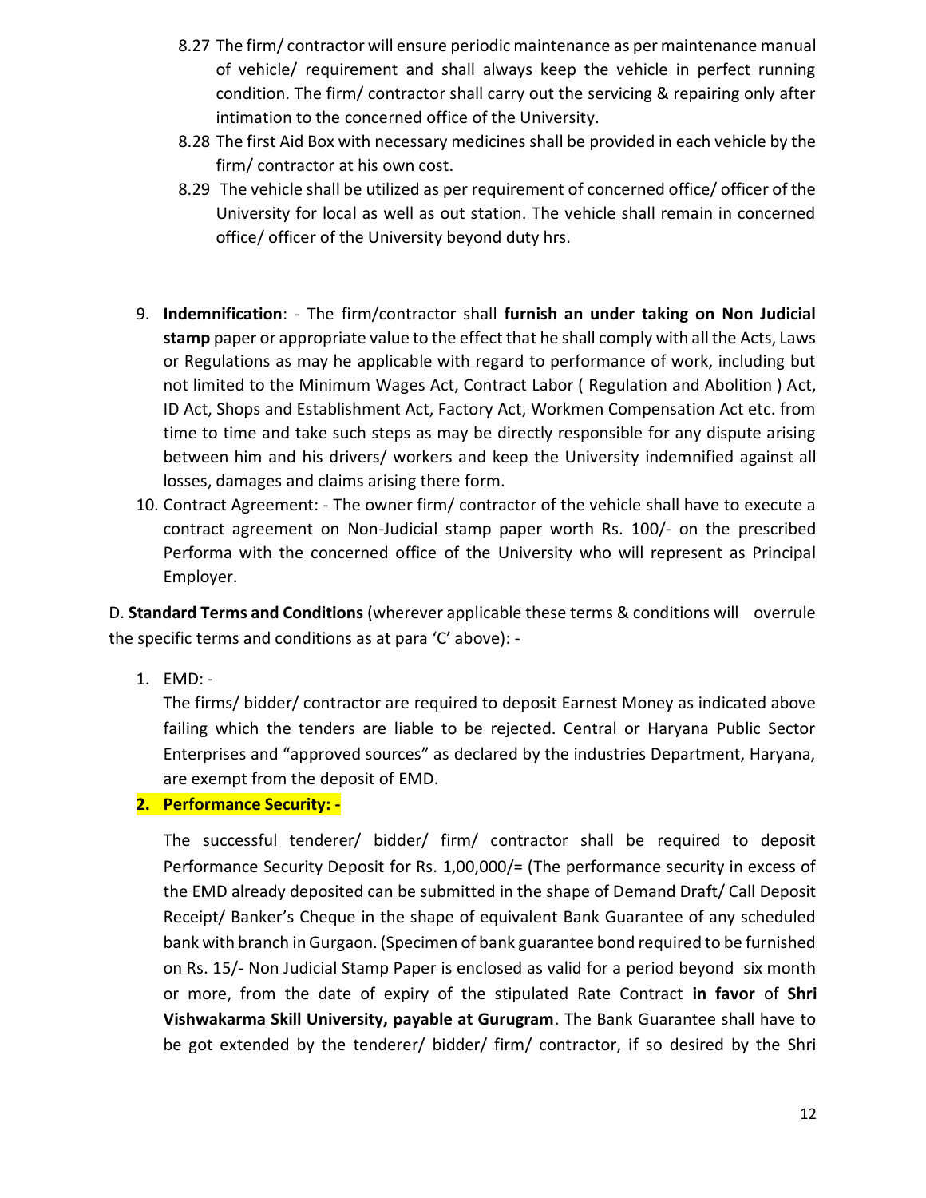8.27 The firm/ contractor will ensure periodic maintenance as per maintenance manual of vehicle/ requirement and shall always keep the vehicle in perfect running condition. The firm/ contractor shall carry out the servicing & repairing only after intimation to the concerned office of the University.

8.28 The first Aid Box with necessary medicines shall be provided in each vehicle by the firm/ contractor at his own cost.

8.29 The vehicle shall be utilized as per requirement of concerned office/ officer of the University for local as well as out station. The vehicle shall remain in concerned office/ officer of the University beyond duty hrs.

9. **Indemnification**: - The firm/contractor shall **furnish an under taking on Non Judicial stamp** paper or appropriate value to the effect that he shall comply with all the Acts, Laws or Regulations as may he applicable with regard to performance of work, including but not limited to the Minimum Wages Act, Contract Labor ( Regulation and Abolition ) Act, ID Act, Shops and Establishment Act, Factory Act, Workmen Compensation Act etc. from time to time and take such steps as may be directly responsible for any dispute arising between him and his drivers/ workers and keep the University indemnified against all losses, damages and claims arising there form.
10. Contract Agreement: - The owner firm/ contractor of the vehicle shall have to execute a contract agreement on Non-Judicial stamp paper worth Rs. 100/- on the prescribed Performa with the concerned office of the University who will represent as Principal Employer.

D. **Standard Terms and Conditions** (wherever applicable these terms & conditions will overrule the specific terms and conditions as at para 'C' above): -

1. EMD: -

   The firms/ bidder/ contractor are required to deposit Earnest Money as indicated above failing which the tenders are liable to be rejected. Central or Haryana Public Sector Enterprises and "approved sources" as declared by the industries Department, Haryana, are exempt from the deposit of EMD.

2. **Performance Security: -**

   The successful tenderer/ bidder/ firm/ contractor shall be required to deposit Performance Security Deposit for Rs. 1,00,000/= (The performance security in excess of the EMD already deposited can be submitted in the shape of Demand Draft/ Call Deposit Receipt/ Banker's Cheque in the shape of equivalent Bank Guarantee of any scheduled bank with branch in Gurgaon. (Specimen of bank guarantee bond required to be furnished on Rs. 15/- Non Judicial Stamp Paper is enclosed as valid for a period beyond six month or more, from the date of expiry of the stipulated Rate Contract **in favor** of **Shri Vishwakarma Skill University, payable at Gurugram**. The Bank Guarantee shall have to be got extended by the tenderer/ bidder/ firm/ contractor, if so desired by the Shri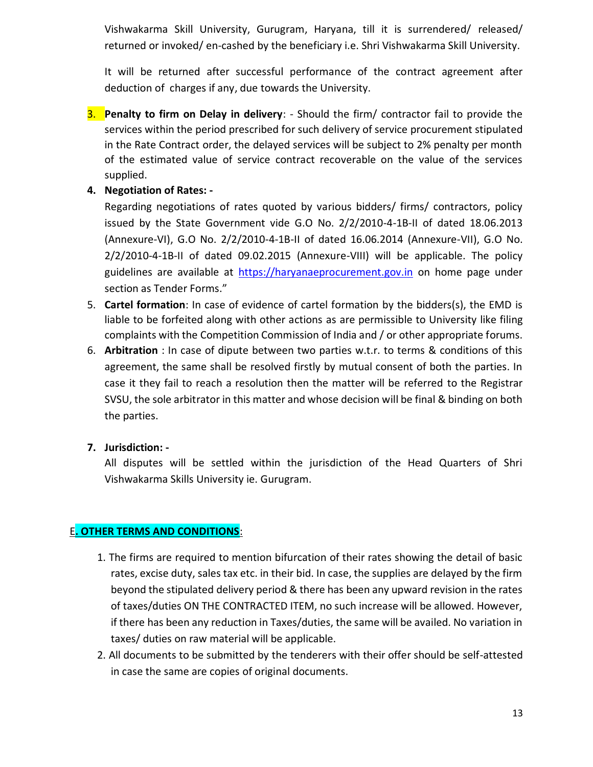Vishwakarma Skill University, Gurugram, Haryana, till it is surrendered/ released/ returned or invoked/ en-cashed by the beneficiary i.e. Shri Vishwakarma Skill University.

It will be returned after successful performance of the contract agreement after deduction of charges if any, due towards the University.

3. **Penalty to firm on Delay in delivery**: - Should the firm/ contractor fail to provide the services within the period prescribed for such delivery of service procurement stipulated in the Rate Contract order, the delayed services will be subject to 2% penalty per month of the estimated value of service contract recoverable on the value of the services supplied.

4. **Negotiation of Rates: -**

   Regarding negotiations of rates quoted by various bidders/ firms/ contractors, policy issued by the State Government vide G.O No. 2/2/2010-4-1B-II of dated 18.06.2013 (Annexure-VI), G.O No. 2/2/2010-4-1B-II of dated 16.06.2014 (Annexure-VII), G.O No. 2/2/2010-4-1B-II of dated 09.02.2015 (Annexure-VIII) will be applicable. The policy guidelines are available at [https://haryanaeprocurement.gov.in](https://haryanaeprocurement.gov.in) on home page under section as Tender Forms."

5. **Cartel formation**: In case of evidence of cartel formation by the bidders(s), the EMD is liable to be forfeited along with other actions as are permissible to University like filing complaints with the Competition Commission of India and / or other appropriate forums.

6. **Arbitration** : In case of dipute between two parties w.t.r. to terms & conditions of this agreement, the same shall be resolved firstly by mutual consent of both the parties. In case it they fail to reach a resolution then the matter will be referred to the Registrar SVSU, the sole arbitrator in this matter and whose decision will be final & binding on both the parties.

7. **Jurisdiction: -**

   All disputes will be settled within the jurisdiction of the Head Quarters of Shri Vishwakarma Skills University ie. Gurugram.

## E. OTHER TERMS AND CONDITIONS:

1. The firms are required to mention bifurcation of their rates showing the detail of basic rates, excise duty, sales tax etc. in their bid. In case, the supplies are delayed by the firm beyond the stipulated delivery period & there has been any upward revision in the rates of taxes/duties ON THE CONTRACTED ITEM, no such increase will be allowed. However, if there has been any reduction in Taxes/duties, the same will be availed. No variation in taxes/ duties on raw material will be applicable.
2. All documents to be submitted by the tenderers with their offer should be self-attested in case the same are copies of original documents.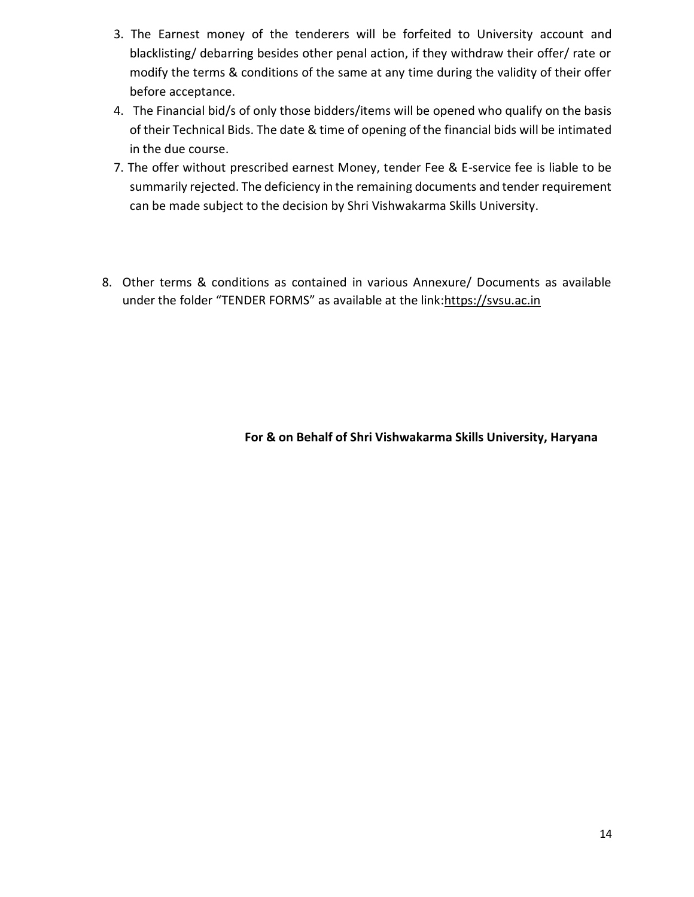3. The Earnest money of the tenderers will be forfeited to University account and blacklisting/ debarring besides other penal action, if they withdraw their offer/ rate or modify the terms & conditions of the same at any time during the validity of their offer before acceptance.
4. The Financial bid/s of only those bidders/items will be opened who qualify on the basis of their Technical Bids. The date & time of opening of the financial bids will be intimated in the due course.
7. The offer without prescribed earnest Money, tender Fee & E-service fee is liable to be summarily rejected. The deficiency in the remaining documents and tender requirement can be made subject to the decision by Shri Vishwakarma Skills University.

8. Other terms & conditions as contained in various Annexure/ Documents as available under the folder "TENDER FORMS" as available at the link:https://svsu.ac.in

**For & on Behalf of Shri Vishwakarma Skills University, Haryana**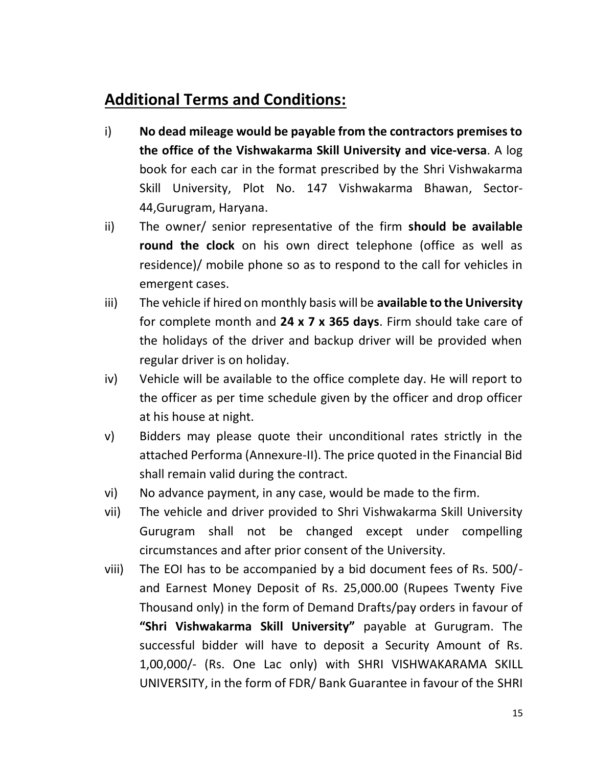## **Additional Terms and Conditions:**

i) **No dead mileage would be payable from the contractors premises to the office of the Vishwakarma Skill University and vice-versa**. A log book for each car in the format prescribed by the Shri Vishwakarma Skill University, Plot No. 147 Vishwakarma Bhawan, Sector-44,Gurugram, Haryana.

ii) The owner/ senior representative of the firm **should be available round the clock** on his own direct telephone (office as well as residence)/ mobile phone so as to respond to the call for vehicles in emergent cases.

iii) The vehicle if hired on monthly basis will be **available to the University** for complete month and **24 x 7 x 365 days**. Firm should take care of the holidays of the driver and backup driver will be provided when regular driver is on holiday.

iv) Vehicle will be available to the office complete day. He will report to the officer as per time schedule given by the officer and drop officer at his house at night.

v) Bidders may please quote their unconditional rates strictly in the attached Performa (Annexure-II). The price quoted in the Financial Bid shall remain valid during the contract.

vi) No advance payment, in any case, would be made to the firm.

vii) The vehicle and driver provided to Shri Vishwakarma Skill University Gurugram shall not be changed except under compelling circumstances and after prior consent of the University.

viii) The EOI has to be accompanied by a bid document fees of Rs. 500/- and Earnest Money Deposit of Rs. 25,000.00 (Rupees Twenty Five Thousand only) in the form of Demand Drafts/pay orders in favour of **"Shri Vishwakarma Skill University"** payable at Gurugram. The successful bidder will have to deposit a Security Amount of Rs. 1,00,000/- (Rs. One Lac only) with SHRI VISHWAKARAMA SKILL UNIVERSITY, in the form of FDR/ Bank Guarantee in favour of the SHRI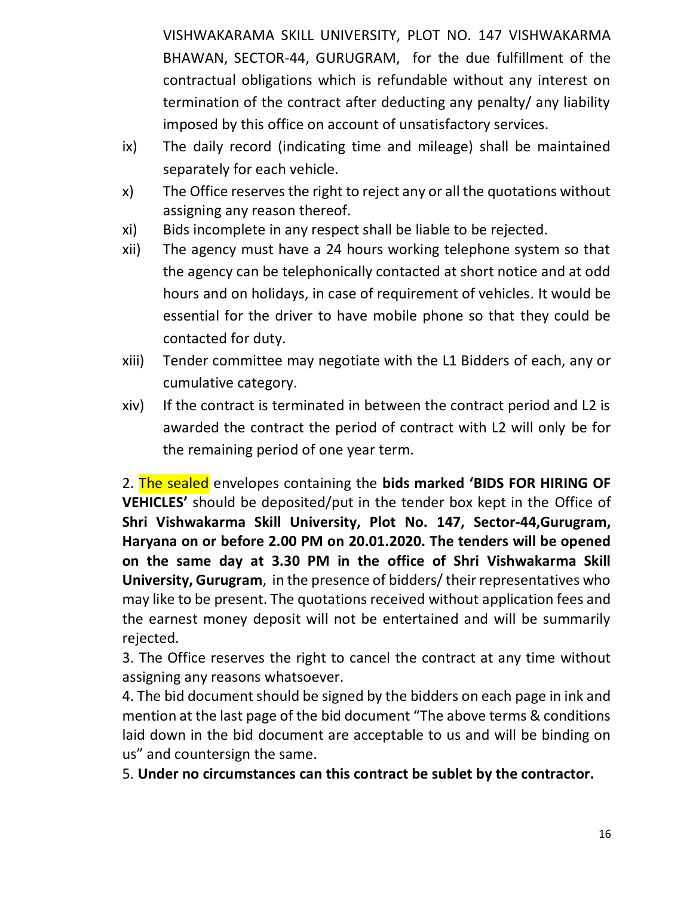VISHWAKARAMA SKILL UNIVERSITY, PLOT NO. 147 VISHWAKARMA BHAWAN, SECTOR-44, GURUGRAM, for the due fulfillment of the contractual obligations which is refundable without any interest on termination of the contract after deducting any penalty/ any liability imposed by this office on account of unsatisfactory services.

ix) The daily record (indicating time and mileage) shall be maintained separately for each vehicle.

x) The Office reserves the right to reject any or all the quotations without assigning any reason thereof.

xi) Bids incomplete in any respect shall be liable to be rejected.

xii) The agency must have a 24 hours working telephone system so that the agency can be telephonically contacted at short notice and at odd hours and on holidays, in case of requirement of vehicles. It would be essential for the driver to have mobile phone so that they could be contacted for duty.

xiii) Tender committee may negotiate with the L1 Bidders of each, any or cumulative category.

xiv) If the contract is terminated in between the contract period and L2 is awarded the contract the period of contract with L2 will only be for the remaining period of one year term.

2. The sealed envelopes containing the **bids marked 'BIDS FOR HIRING OF VEHICLES'** should be deposited/put in the tender box kept in the Office of **Shri Vishwakarma Skill University, Plot No. 147, Sector-44,Gurugram, Haryana on or before 2.00 PM on 20.01.2020. The tenders will be opened on the same day at 3.30 PM in the office of Shri Vishwakarma Skill University, Gurugram**, in the presence of bidders/ their representatives who may like to be present. The quotations received without application fees and the earnest money deposit will not be entertained and will be summarily rejected.

3. The Office reserves the right to cancel the contract at any time without assigning any reasons whatsoever.

4. The bid document should be signed by the bidders on each page in ink and mention at the last page of the bid document "The above terms & conditions laid down in the bid document are acceptable to us and will be binding on us" and countersign the same.

5. **Under no circumstances can this contract be sublet by the contractor.**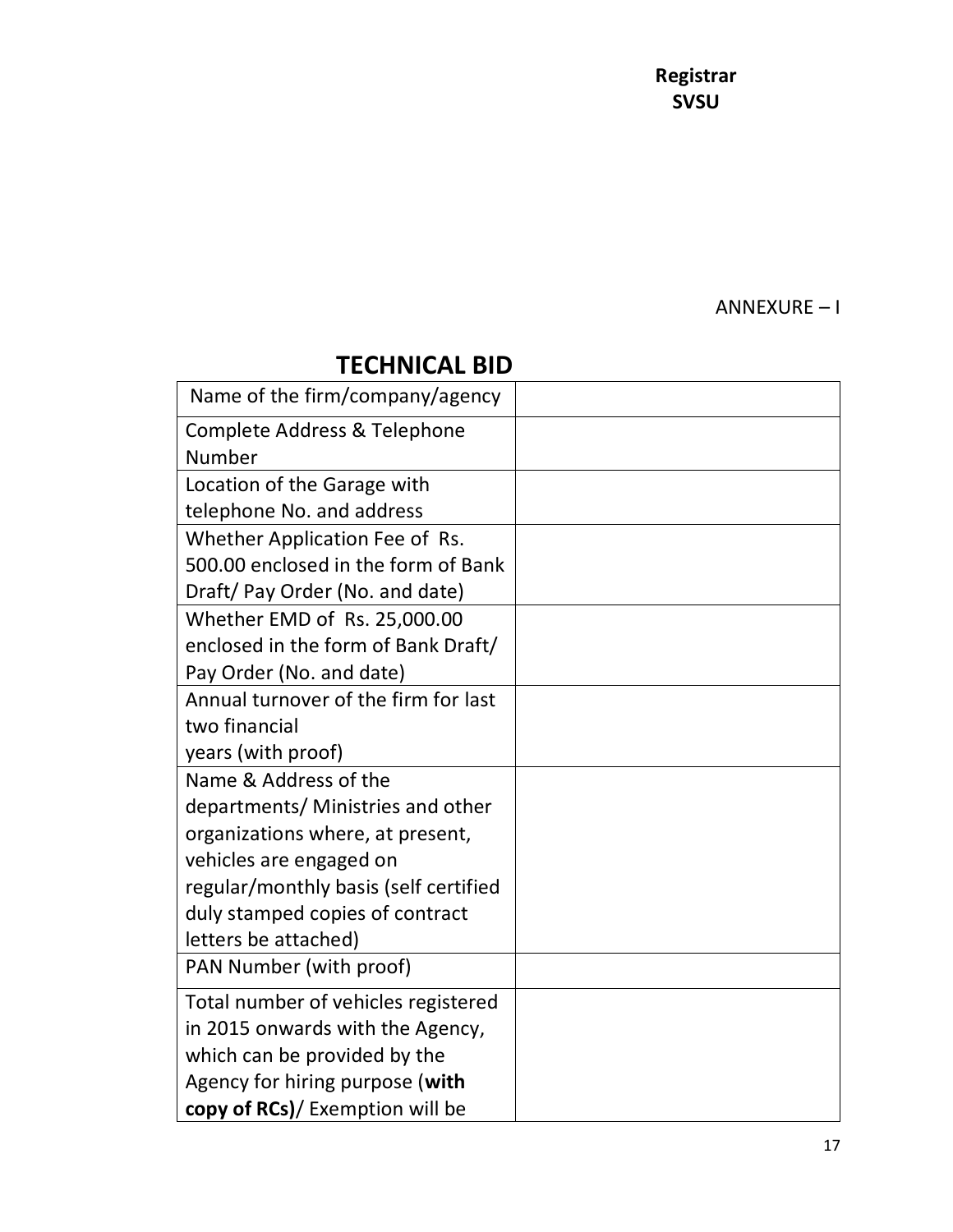**Registrar**
**SVSU**

ANNEXURE – I

## TECHNICAL BID

| Name of the firm/company/agency | |
|---|---|
| Complete Address & Telephone Number | |
| Location of the Garage with telephone No. and address | |
| Whether Application Fee of Rs. 500.00 enclosed in the form of Bank Draft/ Pay Order (No. and date) | |
| Whether EMD of Rs. 25,000.00 enclosed in the form of Bank Draft/ Pay Order (No. and date) | |
| Annual turnover of the firm for last two financial years (with proof) | |
| Name & Address of the departments/ Ministries and other organizations where, at present, vehicles are engaged on regular/monthly basis (self certified duly stamped copies of contract letters be attached) | |
| PAN Number (with proof) | |
| Total number of vehicles registered in 2015 onwards with the Agency, which can be provided by the Agency for hiring purpose (**with copy of RCs)**/ Exemption will be | |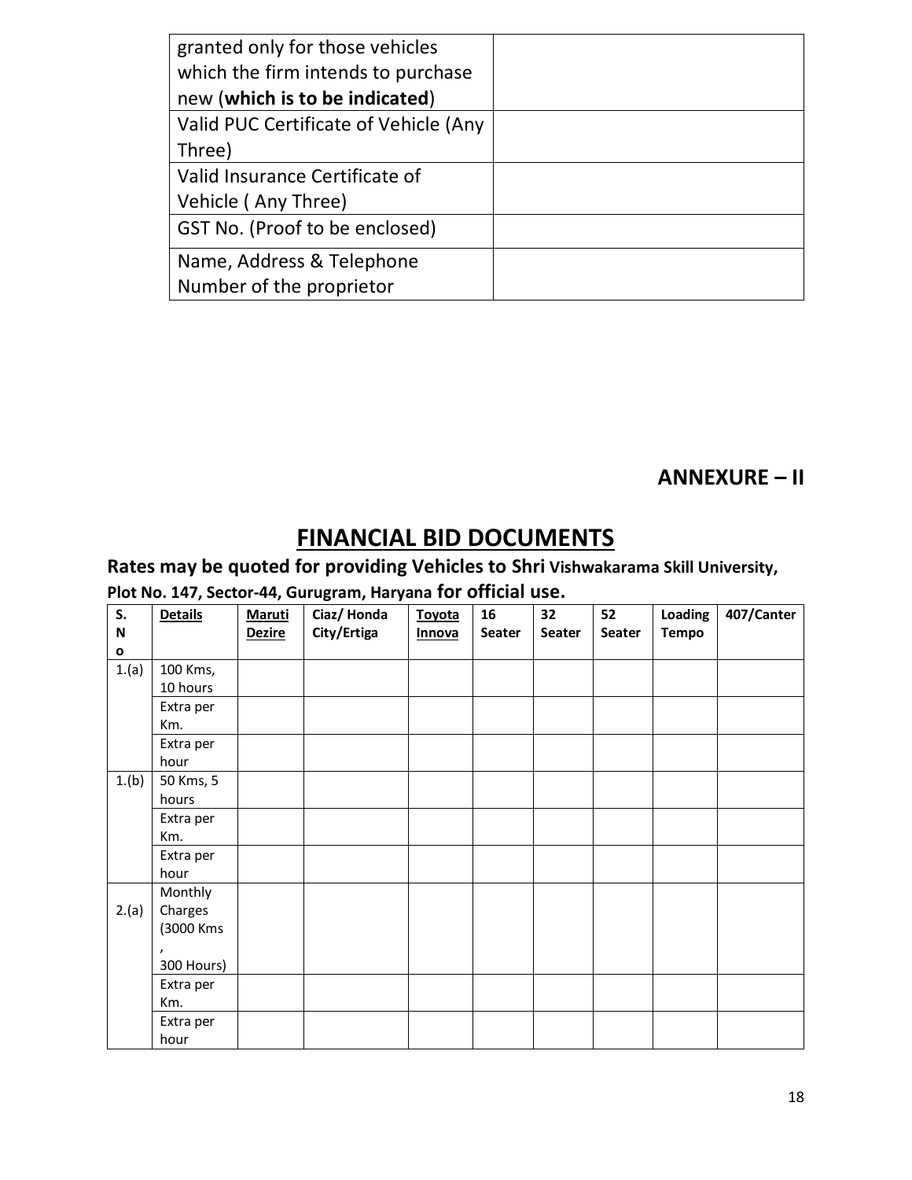| granted only for those vehicles which the firm intends to purchase new (**which is to be indicated**) | |
|---|---|
| Valid PUC Certificate of Vehicle (Any Three) | |
| Valid Insurance Certificate of Vehicle ( Any Three) | |
| GST No. (Proof to be enclosed) | |
| Name, Address & Telephone Number of the proprietor | |

**ANNEXURE – II**

## FINANCIAL BID DOCUMENTS

**Rates may be quoted for providing Vehicles to Shri Vishwakarama Skill University, Plot No. 147, Sector-44, Gurugram, Haryana for official use.**

| S. No | Details | Maruti Dezire | Ciaz/ Honda City/Ertiga | Toyota Innova | 16 Seater | 32 Seater | 52 Seater | Loading Tempo | 407/Canter |
|---|---|---|---|---|---|---|---|---|---|
| 1.(a) | 100 Kms, 10 hours | | | | | | | | |
| | Extra per Km. | | | | | | | | |
| | Extra per hour | | | | | | | | |
| 1.(b) | 50 Kms, 5 hours | | | | | | | | |
| | Extra per Km. | | | | | | | | |
| | Extra per hour | | | | | | | | |
| 2.(a) | Monthly Charges (3000 Kms , 300 Hours) | | | | | | | | |
| | Extra per Km. | | | | | | | | |
| | Extra per hour | | | | | | | | |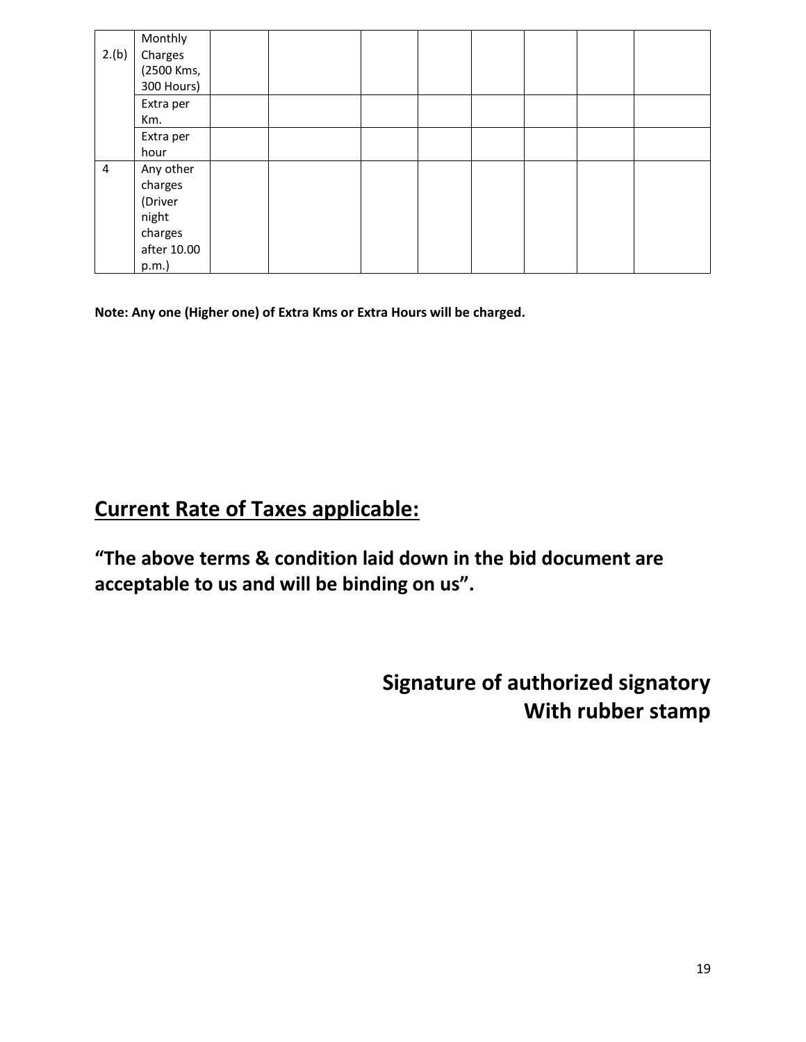| | | | | | | | | | |
|---|---|---|---|---|---|---|---|---|---|
| 2.(b) | Monthly Charges (2500 Kms, 300 Hours) | | | | | | | | |
| | Extra per Km. | | | | | | | | |
| | Extra per hour | | | | | | | | |
| 4 | Any other charges (Driver night charges after 10.00 p.m.) | | | | | | | | |

**Note: Any one (Higher one) of Extra Kms or Extra Hours will be charged.**

## Current Rate of Taxes applicable:

**"The above terms & condition laid down in the bid document are acceptable to us and will be binding on us".**

**Signature of authorized signatory**
**With rubber stamp**